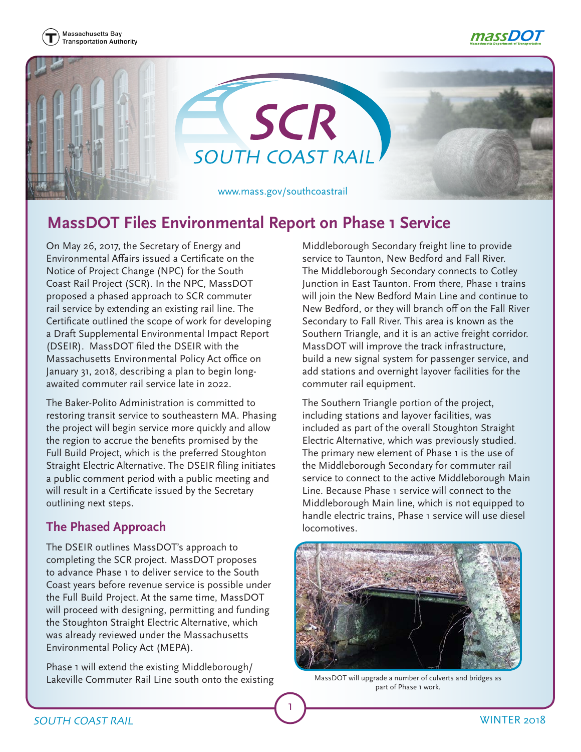Massachusetts Bay Transportation Authority

massDOT

# SCR SOUTH COAST RAIL

www.mass.gov/southcoastrail

## MassDOT Files Environmental Report on Phase 1 Service

On May 26, 2017, the Secretary of Energy and Environmental Affairs issued a Certificate on the Notice of Project Change (NPC) for the South Coast Rail Project (SCR). In the NPC, MassDOT proposed a phased approach to SCR commuter rail service by extending an existing rail line. The Certificate outlined the scope of work for developing a Draft Supplemental Environmental Impact Report (DSEIR). MassDOT filed the DSEIR with the Massachusetts Environmental Policy Act office on January 31, 2018, describing a plan to begin long-awaited commuter rail service late in 2022.

The Baker-Polito Administration is committed to restoring transit service to southeastern MA. Phasing the project will begin service more quickly and allow the region to accrue the benefits promised by the Full Build Project, which is the preferred Stoughton Straight Electric Alternative. The DSEIR filing initiates a public comment period with a public meeting and will result in a Certificate issued by the Secretary outlining next steps.

### The Phased Approach

The DSEIR outlines MassDOT's approach to completing the SCR project. MassDOT proposes to advance Phase 1 to deliver service to the South Coast years before revenue service is possible under the Full Build Project. At the same time, MassDOT will proceed with designing, permitting and funding the Stoughton Straight Electric Alternative, which was already reviewed under the Massachusetts Environmental Policy Act (MEPA).

Phase 1 will extend the existing Middleborough/Lakeville Commuter Rail Line south onto the existing Middleborough Secondary freight line to provide service to Taunton, New Bedford and Fall River. The Middleborough Secondary connects to Cotley Junction in East Taunton. From there, Phase 1 trains will join the New Bedford Main Line and continue to New Bedford, or they will branch off on the Fall River Secondary to Fall River. This area is known as the Southern Triangle, and it is an active freight corridor. MassDOT will improve the track infrastructure, build a new signal system for passenger service, and add stations and overnight layover facilities for the commuter rail equipment.

The Southern Triangle portion of the project, including stations and layover facilities, was included as part of the overall Stoughton Straight Electric Alternative, which was previously studied. The primary new element of Phase 1 is the use of the Middleborough Secondary for commuter rail service to connect to the active Middleborough Main Line. Because Phase 1 service will connect to the Middleborough Main line, which is not equipped to handle electric trains, Phase 1 service will use diesel locomotives.

MassDOT will upgrade a number of culverts and bridges as part of Phase 1 work.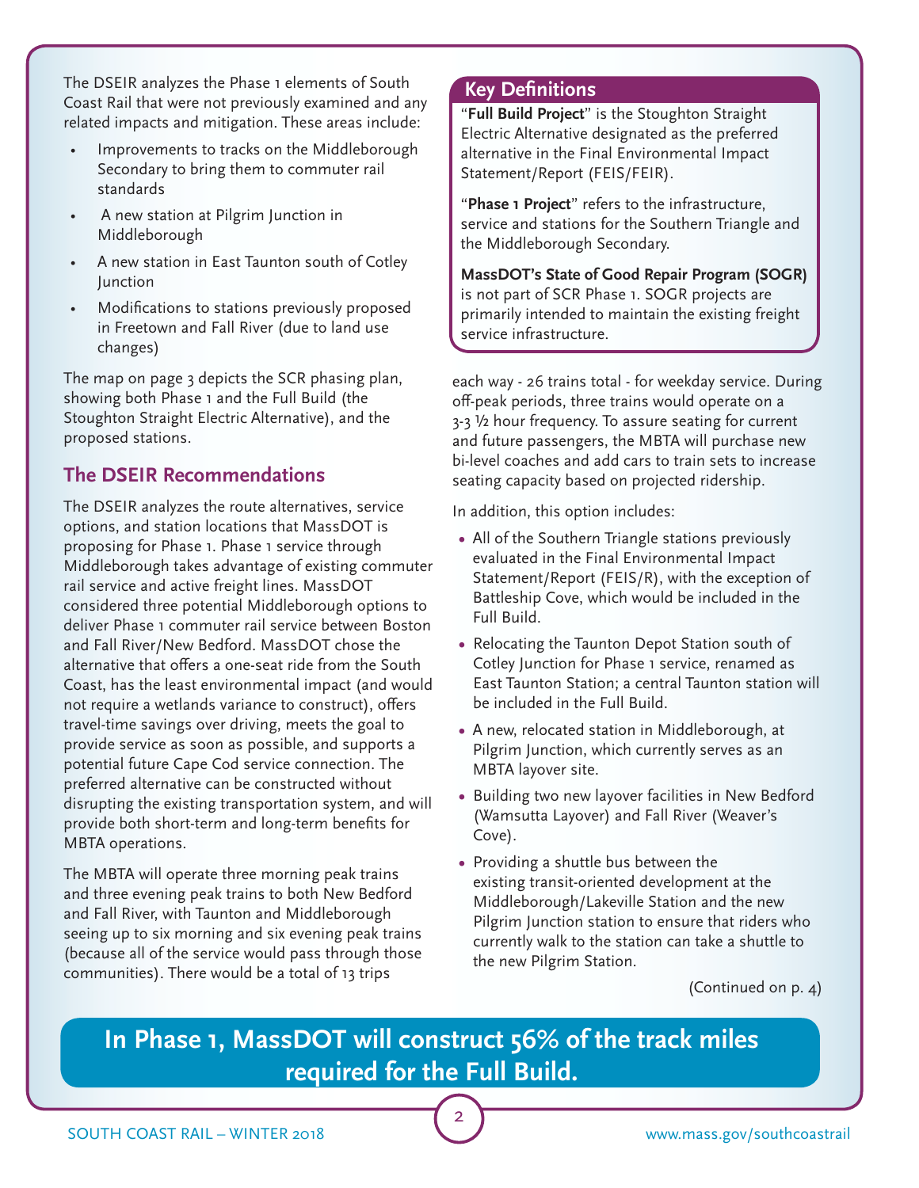The DSEIR analyzes the Phase 1 elements of South Coast Rail that were not previously examined and any related impacts and mitigation. These areas include:

- Improvements to tracks on the Middleborough Secondary to bring them to commuter rail standards
- A new station at Pilgrim Junction in Middleborough
- A new station in East Taunton south of Cotley Junction
- Modifications to stations previously proposed in Freetown and Fall River (due to land use changes)

The map on page 3 depicts the SCR phasing plan, showing both Phase 1 and the Full Build (the Stoughton Straight Electric Alternative), and the proposed stations.

## The DSEIR Recommendations

The DSEIR analyzes the route alternatives, service options, and station locations that MassDOT is proposing for Phase 1. Phase 1 service through Middleborough takes advantage of existing commuter rail service and active freight lines. MassDOT considered three potential Middleborough options to deliver Phase 1 commuter rail service between Boston and Fall River/New Bedford. MassDOT chose the alternative that offers a one-seat ride from the South Coast, has the least environmental impact (and would not require a wetlands variance to construct), offers travel-time savings over driving, meets the goal to provide service as soon as possible, and supports a potential future Cape Cod service connection. The preferred alternative can be constructed without disrupting the existing transportation system, and will provide both short-term and long-term benefits for MBTA operations.

The MBTA will operate three morning peak trains and three evening peak trains to both New Bedford and Fall River, with Taunton and Middleborough seeing up to six morning and six evening peak trains (because all of the service would pass through those communities). There would be a total of 13 trips each way - 26 trains total - for weekday service. During off-peak periods, three trains would operate on a 3-3 ½ hour frequency. To assure seating for current and future passengers, the MBTA will purchase new bi-level coaches and add cars to train sets to increase seating capacity based on projected ridership.

In addition, this option includes:

- All of the Southern Triangle stations previously evaluated in the Final Environmental Impact Statement/Report (FEIS/R), with the exception of Battleship Cove, which would be included in the Full Build.
- Relocating the Taunton Depot Station south of Cotley Junction for Phase 1 service, renamed as East Taunton Station; a central Taunton station will be included in the Full Build.
- A new, relocated station in Middleborough, at Pilgrim Junction, which currently serves as an MBTA layover site.
- Building two new layover facilities in New Bedford (Wamsutta Layover) and Fall River (Weaver's Cove).
- Providing a shuttle bus between the existing transit-oriented development at the Middleborough/Lakeville Station and the new Pilgrim Junction station to ensure that riders who currently walk to the station can take a shuttle to the new Pilgrim Station.

(Continued on p. 4)

### Key Definitions

"**Full Build Project**" is the Stoughton Straight Electric Alternative designated as the preferred alternative in the Final Environmental Impact Statement/Report (FEIS/FEIR).

"**Phase 1 Project**" refers to the infrastructure, service and stations for the Southern Triangle and the Middleborough Secondary.

**MassDOT's State of Good Repair Program (SOGR)** is not part of SCR Phase 1. SOGR projects are primarily intended to maintain the existing freight service infrastructure.

**In Phase 1, MassDOT will construct 56% of the track miles required for the Full Build.**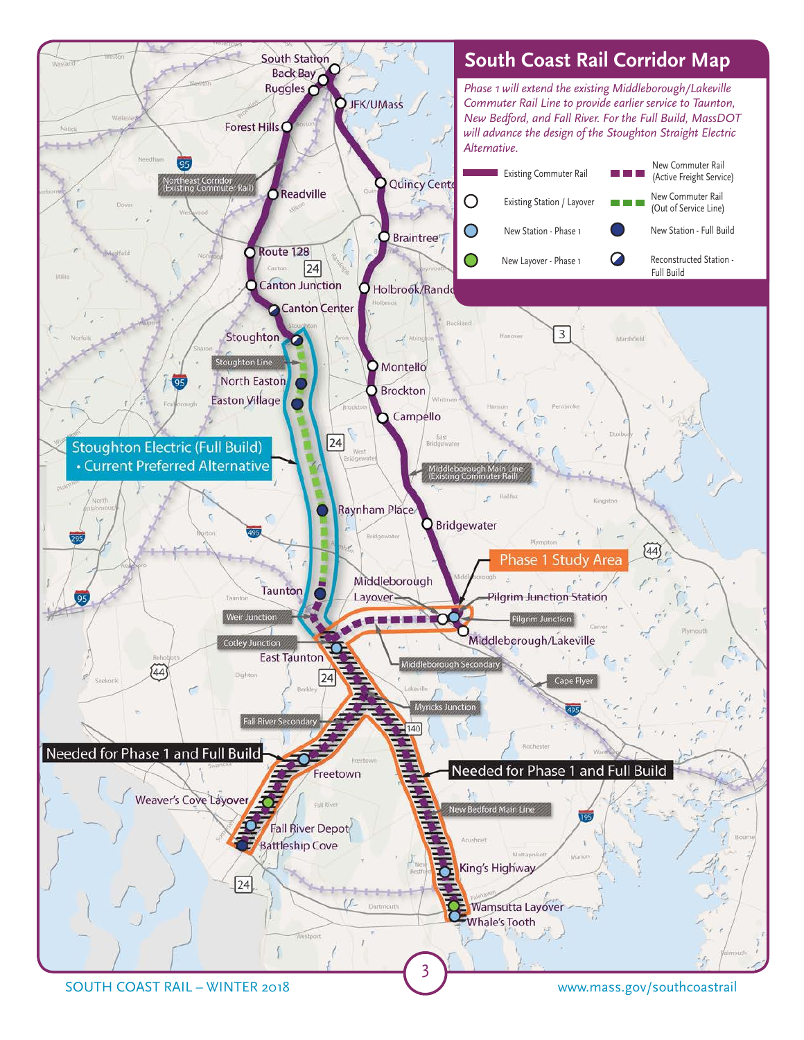# South Coast Rail Corridor Map

*Phase 1 will extend the existing Middleborough/Lakeville Commuter Rail Line to provide earlier service to Taunton, New Bedford, and Fall River. For the Full Build, MassDOT will advance the design of the Stoughton Straight Electric Alternative.*

Existing Commuter Rail

New Commuter Rail (Active Freight Service)

Existing Station / Layover

New Commuter Rail (Out of Service Line)

New Station - Phase 1

New Station - Full Build

New Layover - Phase 1

Reconstructed Station - Full Build

South Station

Back Bay

Ruggles

JFK/UMass

Forest Hills

Northeast Corridor (Existing Commuter Rail)

Readville

Quincy Center

Braintree

Route 128

Canton Junction

Holbrook/Randolph

Canton Center

Stoughton

Stoughton Line

North Easton

Easton Village

Montello

Brockton

Campello

Stoughton Electric (Full Build) • Current Preferred Alternative

Middleborough Main Line (Existing Commuter Rail)

Raynham Place

Bridgewater

Phase 1 Study Area

Taunton

Middleborough Layover

Pilgrim Junction Station

Weir Junction

Pilgrim Junction

Middleborough/Lakeville

Cotley Junction

East Taunton

Middleborough Secondary

Cape Flyer

Myricks Junction

Fall River Secondary

Needed for Phase 1 and Full Build

Freetown

Weaver's Cove Layover

Fall River Depot

Battleship Cove

Needed for Phase 1 and Full Build

New Bedford Main Line

King's Highway

Wamsutta Layover

Whale's Tooth

SOUTH COAST RAIL – WINTER 2018

www.mass.gov/southcoastrail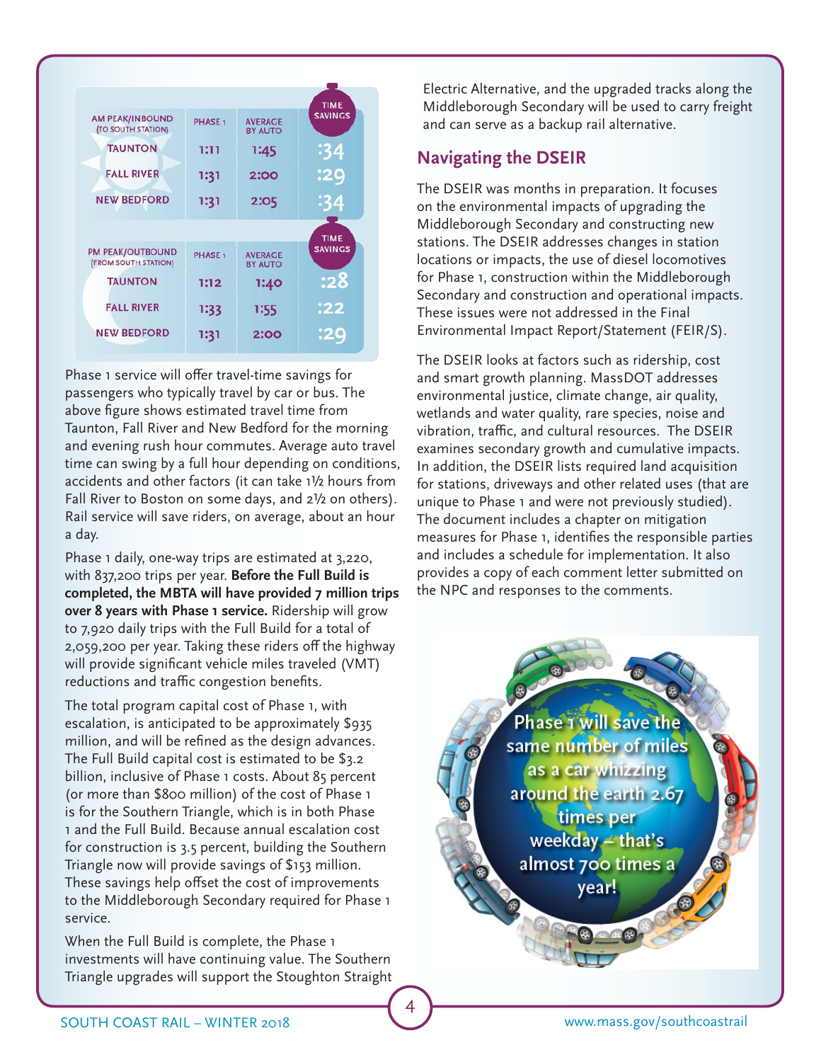| AM PEAK/INBOUND (TO SOUTH STATION) | PHASE 1 | AVERAGE BY AUTO | TIME SAVINGS |
|---|---|---|---|
| TAUNTON | 1:11 | 1:45 | :34 |
| FALL RIVER | 1:31 | 2:00 | :29 |
| NEW BEDFORD | 1:31 | 2:05 | :34 |
| **PM PEAK/OUTBOUND (FROM SOUTH STATION)** | **PHASE 1** | **AVERAGE BY AUTO** | **TIME SAVINGS** |
| TAUNTON | 1:12 | 1:40 | :28 |
| FALL RIVER | 1:33 | 1:55 | :22 |
| NEW BEDFORD | 1:31 | 2:00 | :29 |

Phase 1 service will offer travel-time savings for passengers who typically travel by car or bus. The above figure shows estimated travel time from Taunton, Fall River and New Bedford for the morning and evening rush hour commutes. Average auto travel time can swing by a full hour depending on conditions, accidents and other factors (it can take 1½ hours from Fall River to Boston on some days, and 2½ on others). Rail service will save riders, on average, about an hour a day.

Phase 1 daily, one-way trips are estimated at 3,220, with 837,200 trips per year. **Before the Full Build is completed, the MBTA will have provided 7 million trips over 8 years with Phase 1 service.** Ridership will grow to 7,920 daily trips with the Full Build for a total of 2,059,200 per year. Taking these riders off the highway will provide significant vehicle miles traveled (VMT) reductions and traffic congestion benefits.

The total program capital cost of Phase 1, with escalation, is anticipated to be approximately $935 million, and will be refined as the design advances. The Full Build capital cost is estimated to be $3.2 billion, inclusive of Phase 1 costs. About 85 percent (or more than $800 million) of the cost of Phase 1 is for the Southern Triangle, which is in both Phase 1 and the Full Build. Because annual escalation cost for construction is 3.5 percent, building the Southern Triangle now will provide savings of $153 million. These savings help offset the cost of improvements to the Middleborough Secondary required for Phase 1 service.

When the Full Build is complete, the Phase 1 investments will have continuing value. The Southern Triangle upgrades will support the Stoughton Straight Electric Alternative, and the upgraded tracks along the Middleborough Secondary will be used to carry freight and can serve as a backup rail alternative.

## Navigating the DSEIR

The DSEIR was months in preparation. It focuses on the environmental impacts of upgrading the Middleborough Secondary and constructing new stations. The DSEIR addresses changes in station locations or impacts, the use of diesel locomotives for Phase 1, construction within the Middleborough Secondary and construction and operational impacts. These issues were not addressed in the Final Environmental Impact Report/Statement (FEIR/S).

The DSEIR looks at factors such as ridership, cost and smart growth planning. MassDOT addresses environmental justice, climate change, air quality, wetlands and water quality, rare species, noise and vibration, traffic, and cultural resources. The DSEIR examines secondary growth and cumulative impacts. In addition, the DSEIR lists required land acquisition for stations, driveways and other related uses (that are unique to Phase 1 and were not previously studied). The document includes a chapter on mitigation measures for Phase 1, identifies the responsible parties and includes a schedule for implementation. It also provides a copy of each comment letter submitted on the NPC and responses to the comments.

Phase 1 will save the same number of miles as a car whizzing around the earth 2.67 times per weekday – that's almost 700 times a year!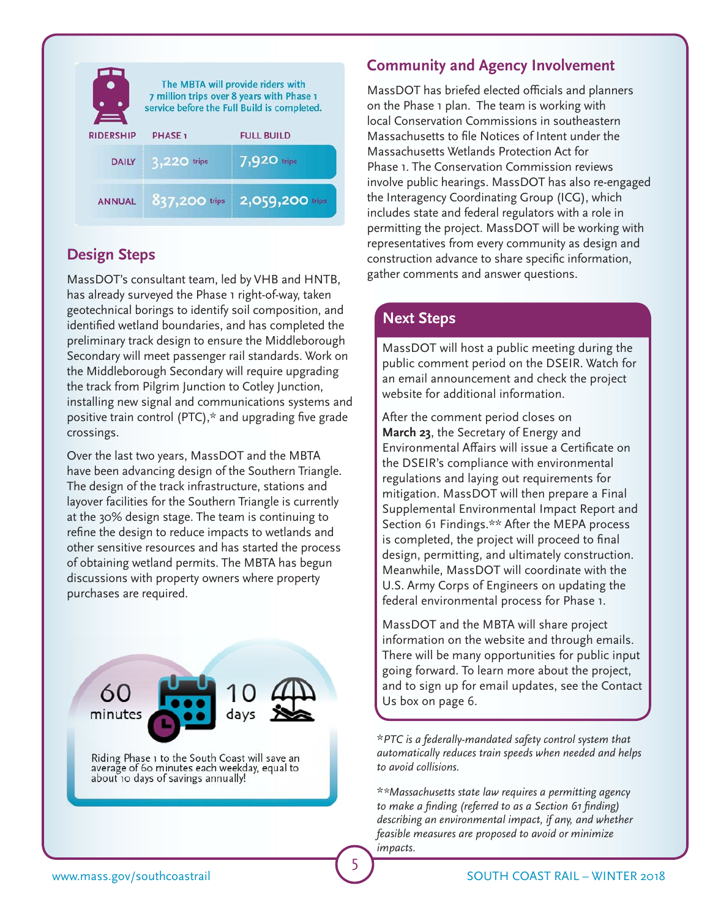The MBTA will provide riders with 7 million trips over 8 years with Phase 1 service before the Full Build is completed.

| RIDERSHIP | PHASE 1 | FULL BUILD |
|---|---|---|
| DAILY | 3,220 trips | 7,920 trips |
| ANNUAL | 837,200 trips | 2,059,200 trips |

## Design Steps

MassDOT's consultant team, led by VHB and HNTB, has already surveyed the Phase 1 right-of-way, taken geotechnical borings to identify soil composition, and identified wetland boundaries, and has completed the preliminary track design to ensure the Middleborough Secondary will meet passenger rail standards. Work on the Middleborough Secondary will require upgrading the track from Pilgrim Junction to Cotley Junction, installing new signal and communications systems and positive train control (PTC),* and upgrading five grade crossings.

Over the last two years, MassDOT and the MBTA have been advancing design of the Southern Triangle. The design of the track infrastructure, stations and layover facilities for the Southern Triangle is currently at the 30% design stage. The team is continuing to refine the design to reduce impacts to wetlands and other sensitive resources and has started the process of obtaining wetland permits. The MBTA has begun discussions with property owners where property purchases are required.

60 minutes

10 days

Riding Phase 1 to the South Coast will save an average of 60 minutes each weekday, equal to about 10 days of savings annually!

## Community and Agency Involvement

MassDOT has briefed elected officials and planners on the Phase 1 plan. The team is working with local Conservation Commissions in southeastern Massachusetts to file Notices of Intent under the Massachusetts Wetlands Protection Act for Phase 1. The Conservation Commission reviews involve public hearings. MassDOT has also re-engaged the Interagency Coordinating Group (ICG), which includes state and federal regulators with a role in permitting the project. MassDOT will be working with representatives from every community as design and construction advance to share specific information, gather comments and answer questions.

## Next Steps

MassDOT will host a public meeting during the public comment period on the DSEIR. Watch for an email announcement and check the project website for additional information.

After the comment period closes on **March 23**, the Secretary of Energy and Environmental Affairs will issue a Certificate on the DSEIR's compliance with environmental regulations and laying out requirements for mitigation. MassDOT will then prepare a Final Supplemental Environmental Impact Report and Section 61 Findings.** After the MEPA process is completed, the project will proceed to final design, permitting, and ultimately construction. Meanwhile, MassDOT will coordinate with the U.S. Army Corps of Engineers on updating the federal environmental process for Phase 1.

MassDOT and the MBTA will share project information on the website and through emails. There will be many opportunities for public input going forward. To learn more about the project, and to sign up for email updates, see the Contact Us box on page 6.

*\*PTC is a federally-mandated safety control system that automatically reduces train speeds when needed and helps to avoid collisions.*

*\*\*Massachusetts state law requires a permitting agency to make a finding (referred to as a Section 61 finding) describing an environmental impact, if any, and whether feasible measures are proposed to avoid or minimize impacts.*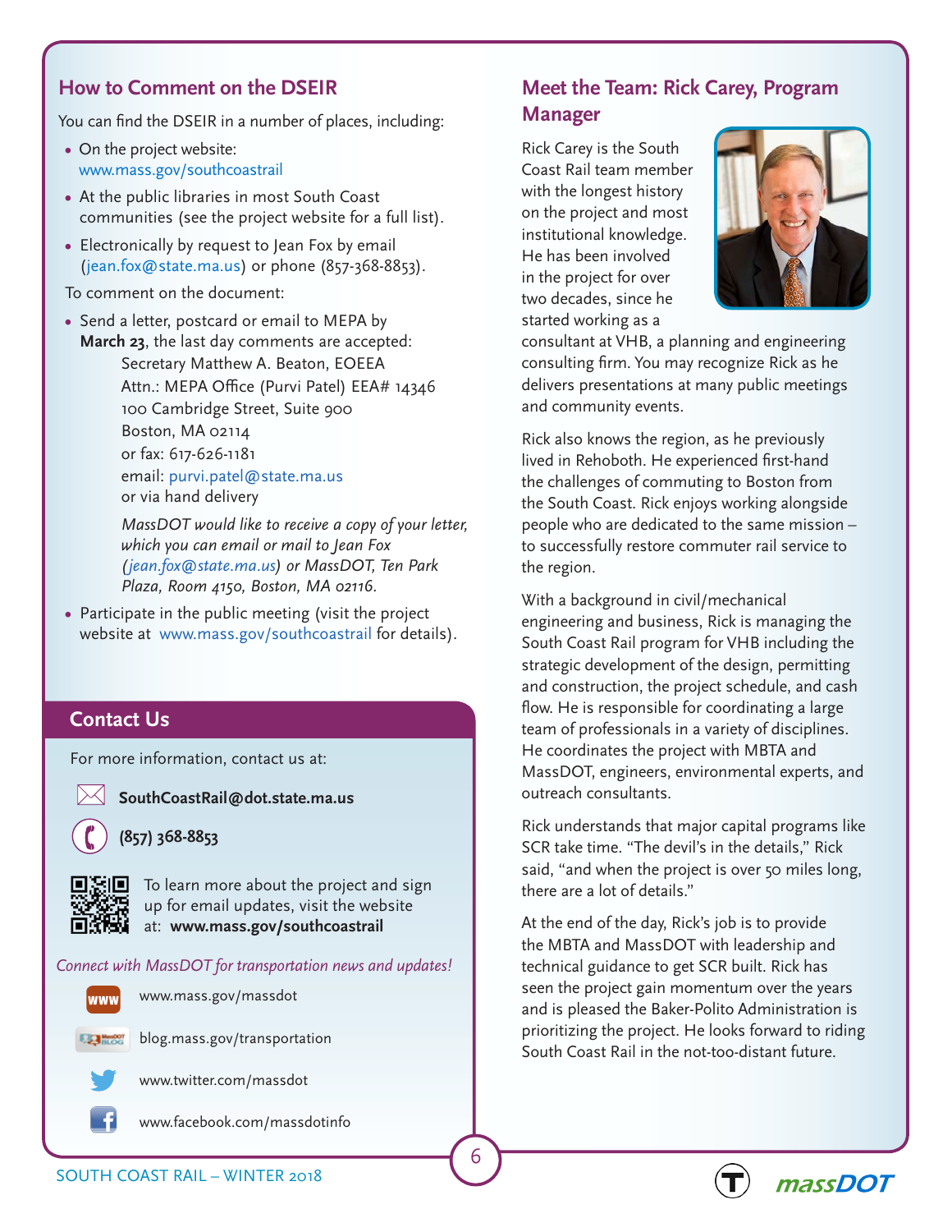## How to Comment on the DSEIR

You can find the DSEIR in a number of places, including:

- On the project website: www.mass.gov/southcoastrail
- At the public libraries in most South Coast communities (see the project website for a full list).
- Electronically by request to Jean Fox by email (jean.fox@state.ma.us) or phone (857-368-8853).

To comment on the document:

- Send a letter, postcard or email to MEPA by **March 23**, the last day comments are accepted:

  Secretary Matthew A. Beaton, EOEEA
  Attn.: MEPA Office (Purvi Patel) EEA# 14346
  100 Cambridge Street, Suite 900
  Boston, MA 02114
  or fax: 617-626-1181
  email: purvi.patel@state.ma.us
  or via hand delivery

  *MassDOT would like to receive a copy of your letter, which you can email or mail to Jean Fox (jean.fox@state.ma.us) or MassDOT, Ten Park Plaza, Room 4150, Boston, MA 02116.*

- Participate in the public meeting (visit the project website at www.mass.gov/southcoastrail for details).

## Contact Us

For more information, contact us at:

**SouthCoastRail@dot.state.ma.us**

**(857) 368-8853**

To learn more about the project and sign up for email updates, visit the website at: **www.mass.gov/southcoastrail**

*Connect with MassDOT for transportation news and updates!*

www.mass.gov/massdot

blog.mass.gov/transportation

www.twitter.com/massdot

www.facebook.com/massdotinfo

## Meet the Team: Rick Carey, Program Manager

Rick Carey is the South Coast Rail team member with the longest history on the project and most institutional knowledge. He has been involved in the project for over two decades, since he started working as a consultant at VHB, a planning and engineering consulting firm. You may recognize Rick as he delivers presentations at many public meetings and community events.

Rick also knows the region, as he previously lived in Rehoboth. He experienced first-hand the challenges of commuting to Boston from the South Coast. Rick enjoys working alongside people who are dedicated to the same mission – to successfully restore commuter rail service to the region.

With a background in civil/mechanical engineering and business, Rick is managing the South Coast Rail program for VHB including the strategic development of the design, permitting and construction, the project schedule, and cash flow. He is responsible for coordinating a large team of professionals in a variety of disciplines. He coordinates the project with MBTA and MassDOT, engineers, environmental experts, and outreach consultants.

Rick understands that major capital programs like SCR take time. "The devil's in the details," Rick said, "and when the project is over 50 miles long, there are a lot of details."

At the end of the day, Rick's job is to provide the MBTA and MassDOT with leadership and technical guidance to get SCR built. Rick has seen the project gain momentum over the years and is pleased the Baker-Polito Administration is prioritizing the project. He looks forward to riding South Coast Rail in the not-too-distant future.